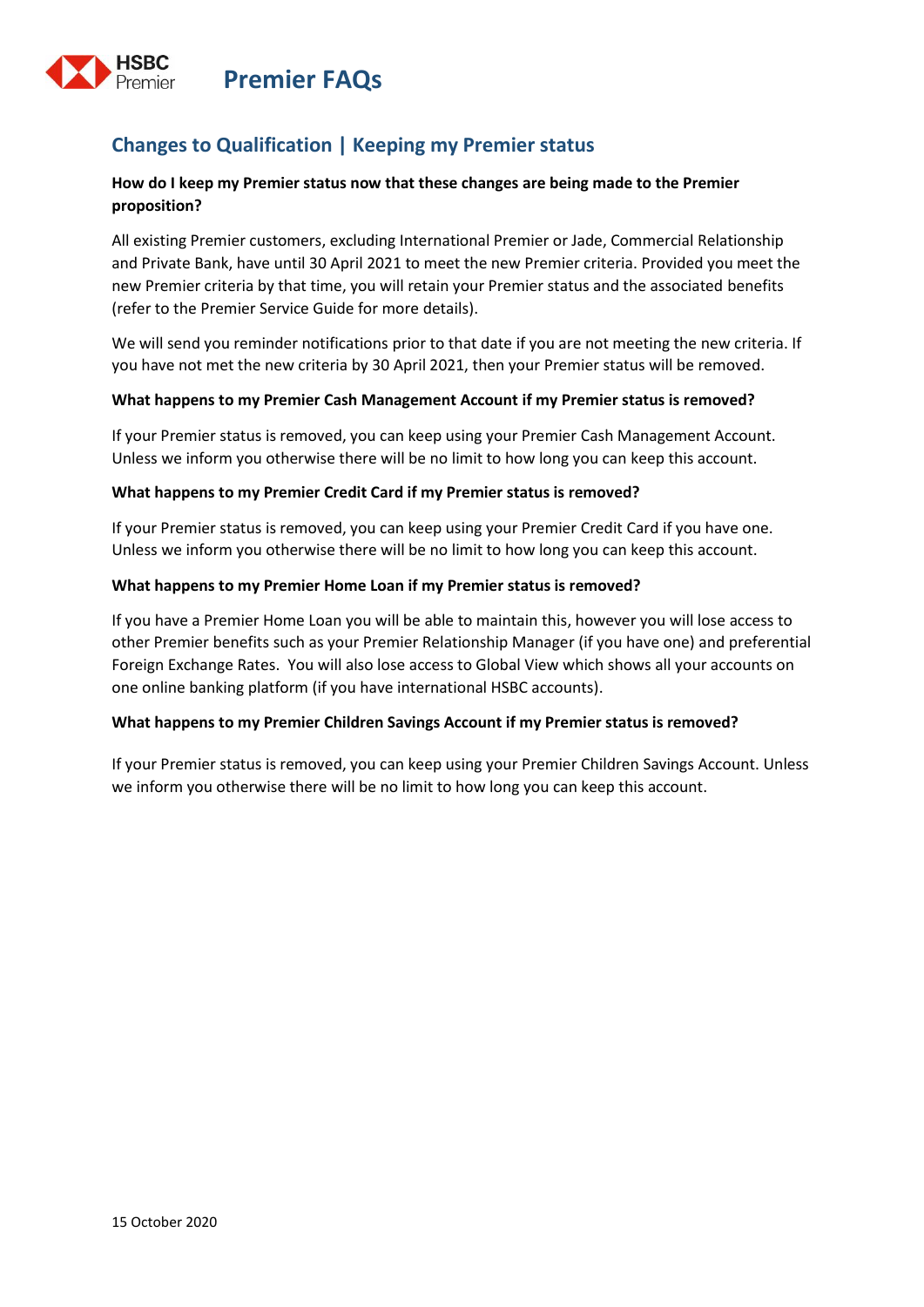# Premier FAQs

## Changes to Qualification | Keeping my Premier status

**How do I keep my Premier status now that these changes are being made to the Premier proposition?**

All existing Premier customers, excluding International Premier or Jade, Commercial Relationship and Private Bank, have until 30 April 2021 to meet the new Premier criteria. Provided you meet the new Premier criteria by that time, you will retain your Premier status and the associated benefits (refer to the Premier Service Guide for more details).

We will send you reminder notifications prior to that date if you are not meeting the new criteria. If you have not met the new criteria by 30 April 2021, then your Premier status will be removed.

**What happens to my Premier Cash Management Account if my Premier status is removed?**

If your Premier status is removed, you can keep using your Premier Cash Management Account. Unless we inform you otherwise there will be no limit to how long you can keep this account.

**What happens to my Premier Credit Card if my Premier status is removed?**

If your Premier status is removed, you can keep using your Premier Credit Card if you have one. Unless we inform you otherwise there will be no limit to how long you can keep this account.

**What happens to my Premier Home Loan if my Premier status is removed?**

If you have a Premier Home Loan you will be able to maintain this, however you will lose access to other Premier benefits such as your Premier Relationship Manager (if you have one) and preferential Foreign Exchange Rates. You will also lose access to Global View which shows all your accounts on one online banking platform (if you have international HSBC accounts).

**What happens to my Premier Children Savings Account if my Premier status is removed?**

If your Premier status is removed, you can keep using your Premier Children Savings Account. Unless we inform you otherwise there will be no limit to how long you can keep this account.

15 October 2020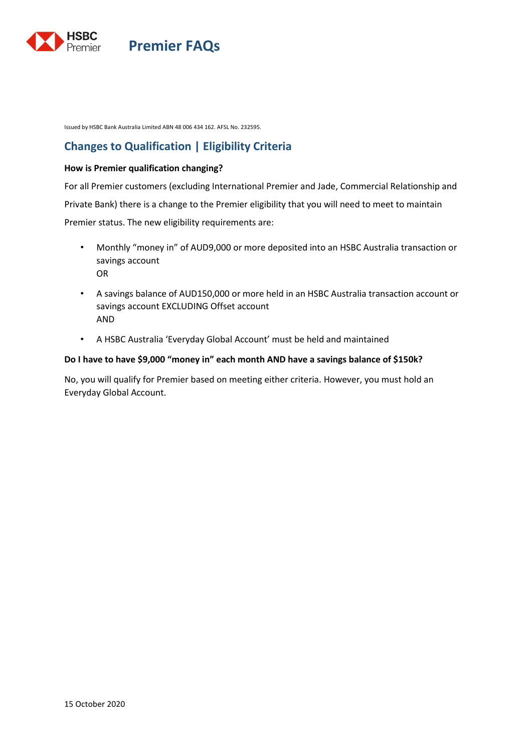# Premier FAQs

Issued by HSBC Bank Australia Limited ABN 48 006 434 162. AFSL No. 232595.

## Changes to Qualification | Eligibility Criteria

**How is Premier qualification changing?**

For all Premier customers (excluding International Premier and Jade, Commercial Relationship and Private Bank) there is a change to the Premier eligibility that you will need to meet to maintain Premier status. The new eligibility requirements are:

- Monthly "money in" of AUD9,000 or more deposited into an HSBC Australia transaction or savings account
  OR
- A savings balance of AUD150,000 or more held in an HSBC Australia transaction account or savings account EXCLUDING Offset account
  AND
- A HSBC Australia 'Everyday Global Account' must be held and maintained

**Do I have to have $9,000 "money in" each month AND have a savings balance of $150k?**

No, you will qualify for Premier based on meeting either criteria. However, you must hold an Everyday Global Account.

15 October 2020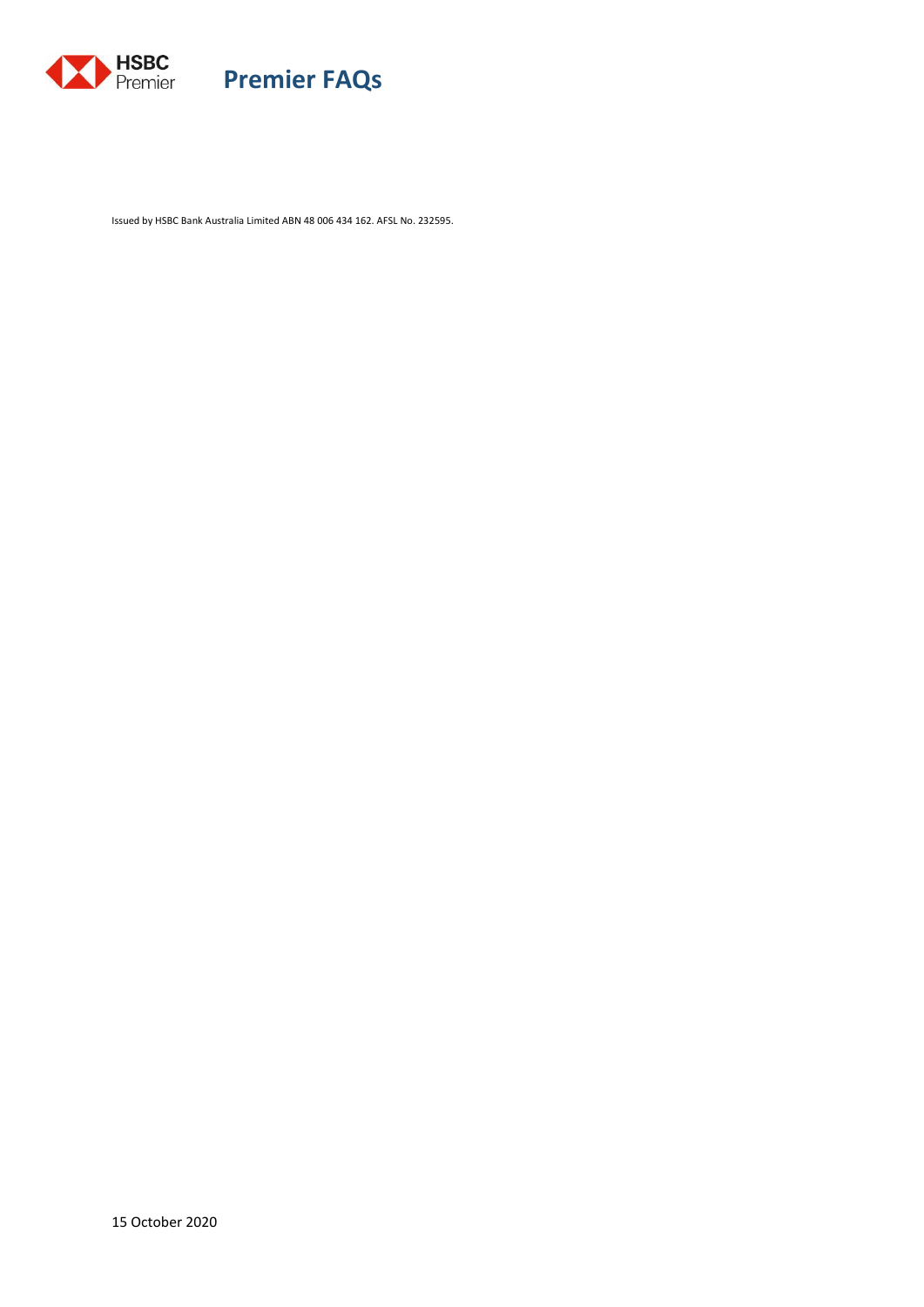# Premier FAQs

Issued by HSBC Bank Australia Limited ABN 48 006 434 162. AFSL No. 232595.

15 October 2020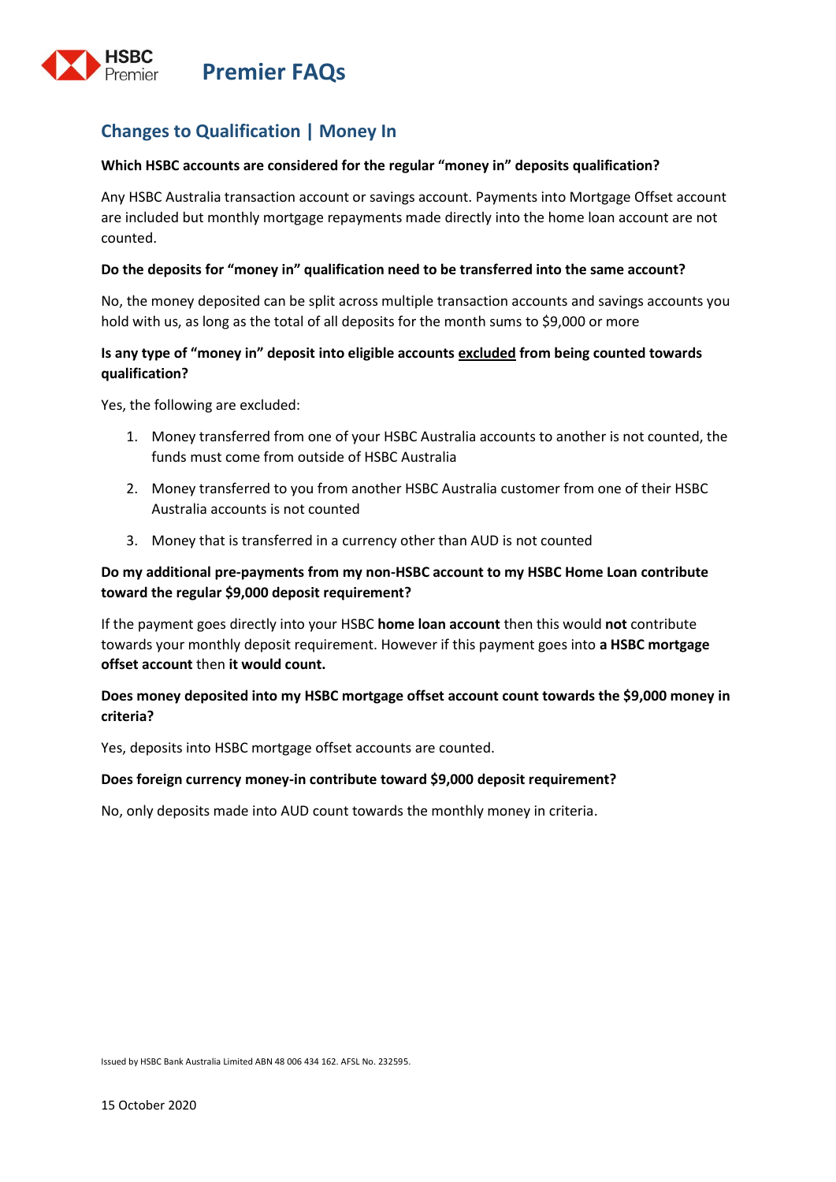# Premier FAQs

## Changes to Qualification | Money In

**Which HSBC accounts are considered for the regular "money in" deposits qualification?**

Any HSBC Australia transaction account or savings account. Payments into Mortgage Offset account are included but monthly mortgage repayments made directly into the home loan account are not counted.

**Do the deposits for "money in" qualification need to be transferred into the same account?**

No, the money deposited can be split across multiple transaction accounts and savings accounts you hold with us, as long as the total of all deposits for the month sums to $9,000 or more

**Is any type of "money in" deposit into eligible accounts <u>excluded</u> from being counted towards qualification?**

Yes, the following are excluded:

1. Money transferred from one of your HSBC Australia accounts to another is not counted, the funds must come from outside of HSBC Australia
2. Money transferred to you from another HSBC Australia customer from one of their HSBC Australia accounts is not counted
3. Money that is transferred in a currency other than AUD is not counted

**Do my additional pre-payments from my non-HSBC account to my HSBC Home Loan contribute toward the regular $9,000 deposit requirement?**

If the payment goes directly into your HSBC **home loan account** then this would **not** contribute towards your monthly deposit requirement. However if this payment goes into **a HSBC mortgage offset account** then **it would count.**

**Does money deposited into my HSBC mortgage offset account count towards the $9,000 money in criteria?**

Yes, deposits into HSBC mortgage offset accounts are counted.

**Does foreign currency money-in contribute toward $9,000 deposit requirement?**

No, only deposits made into AUD count towards the monthly money in criteria.

Issued by HSBC Bank Australia Limited ABN 48 006 434 162. AFSL No. 232595.

15 October 2020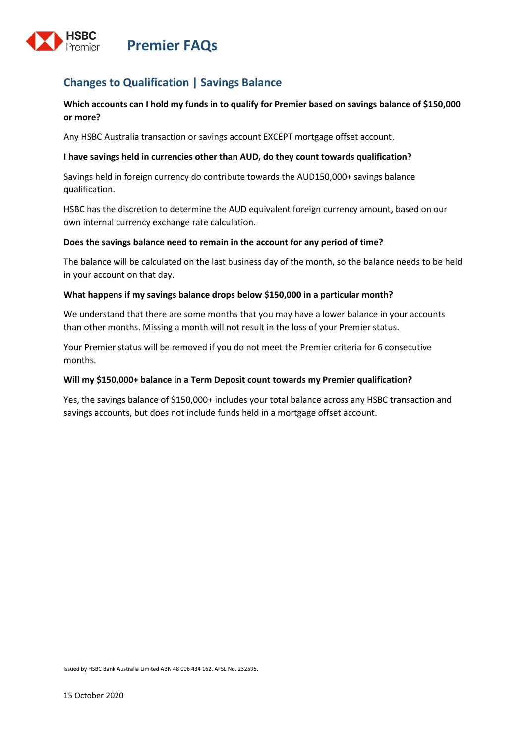# Premier FAQs

## Changes to Qualification | Savings Balance

**Which accounts can I hold my funds in to qualify for Premier based on savings balance of $150,000 or more?**

Any HSBC Australia transaction or savings account EXCEPT mortgage offset account.

**I have savings held in currencies other than AUD, do they count towards qualification?**

Savings held in foreign currency do contribute towards the AUD150,000+ savings balance qualification.

HSBC has the discretion to determine the AUD equivalent foreign currency amount, based on our own internal currency exchange rate calculation.

**Does the savings balance need to remain in the account for any period of time?**

The balance will be calculated on the last business day of the month, so the balance needs to be held in your account on that day.

**What happens if my savings balance drops below $150,000 in a particular month?**

We understand that there are some months that you may have a lower balance in your accounts than other months. Missing a month will not result in the loss of your Premier status.

Your Premier status will be removed if you do not meet the Premier criteria for 6 consecutive months.

**Will my $150,000+ balance in a Term Deposit count towards my Premier qualification?**

Yes, the savings balance of $150,000+ includes your total balance across any HSBC transaction and savings accounts, but does not include funds held in a mortgage offset account.

Issued by HSBC Bank Australia Limited ABN 48 006 434 162. AFSL No. 232595.

15 October 2020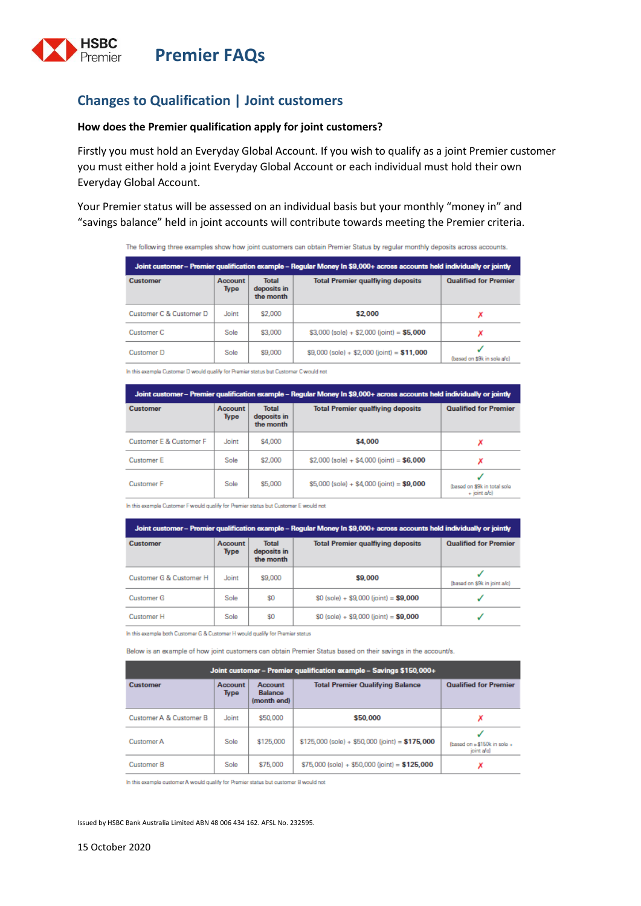# Premier FAQs

## Changes to Qualification | Joint customers

**How does the Premier qualification apply for joint customers?**

Firstly you must hold an Everyday Global Account. If you wish to qualify as a joint Premier customer you must either hold a joint Everyday Global Account or each individual must hold their own Everyday Global Account.

Your Premier status will be assessed on an individual basis but your monthly "money in" and "savings balance" held in joint accounts will contribute towards meeting the Premier criteria.

The following three examples show how joint customers can obtain Premier Status by regular monthly deposits across accounts.

**Joint customer – Premier qualification example – Regular Money In $9,000+ across accounts held individually or jointly**

| Customer | Account Type | Total deposits in the month | Total Premier qualifying deposits | Qualified for Premier |
|---|---|---|---|---|
| Customer C & Customer D | Joint | $2,000 | **$2,000** | ✗ |
| Customer C | Sole | $3,000 | $3,000 (sole) + $2,000 (joint) = **$5,000** | ✗ |
| Customer D | Sole | $9,000 | $9,000 (sole) + $2,000 (joint) = **$11,000** | ✓ (based on $9k in sole a/c) |

In this example Customer D would qualify for Premier status but Customer C would not

**Joint customer – Premier qualification example – Regular Money In $9,000+ across accounts held individually or jointly**

| Customer | Account Type | Total deposits in the month | Total Premier qualifying deposits | Qualified for Premier |
|---|---|---|---|---|
| Customer E & Customer F | Joint | $4,000 | **$4,000** | ✗ |
| Customer E | Sole | $2,000 | $2,000 (sole) + $4,000 (joint) = **$6,000** | ✗ |
| Customer F | Sole | $5,000 | $5,000 (sole) + $4,000 (joint) = **$9,000** | ✓ (based on $9k in total sole + joint a/c) |

In this example Customer F would qualify for Premier status but Customer E would not

**Joint customer – Premier qualification example – Regular Money In $9,000+ across accounts held individually or jointly**

| Customer | Account Type | Total deposits in the month | Total Premier qualifying deposits | Qualified for Premier |
|---|---|---|---|---|
| Customer G & Customer H | Joint | $9,000 | **$9,000** | ✓ (based on $9k in joint a/c) |
| Customer G | Sole | $0 | $0 (sole) + $9,000 (joint) = **$9,000** | ✓ |
| Customer H | Sole | $0 | $0 (sole) + $9,000 (joint) = **$9,000** | ✓ |

In this example both Customer G & Customer H would qualify for Premier status

Below is an example of how joint customers can obtain Premier Status based on their savings in the account/s.

**Joint customer – Premier qualification example – Savings $150,000+**

| Customer | Account Type | Account Balance (month end) | Total Premier Qualifying Balance | Qualified for Premier |
|---|---|---|---|---|
| Customer A & Customer B | Joint | $50,000 | **$50,000** | ✗ |
| Customer A | Sole | $125,000 | $125,000 (sole) + $50,000 (joint) = **$175,000** | ✓ (based on >$150k in sole + joint a/c) |
| Customer B | Sole | $75,000 | $75,000 (sole) + $50,000 (joint) = **$125,000** | ✗ |

In this example customer A would qualify for Premier status but customer B would not

Issued by HSBC Bank Australia Limited ABN 48 006 434 162. AFSL No. 232595.

15 October 2020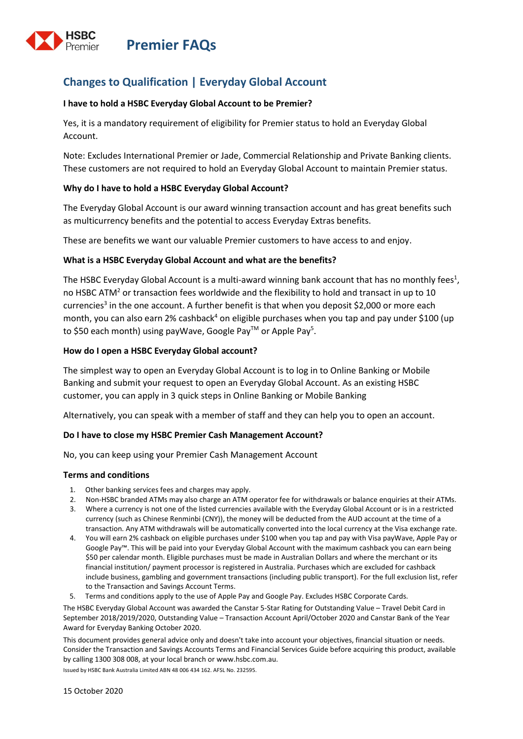# Premier FAQs

## Changes to Qualification | Everyday Global Account

**I have to hold a HSBC Everyday Global Account to be Premier?**

Yes, it is a mandatory requirement of eligibility for Premier status to hold an Everyday Global Account.

Note: Excludes International Premier or Jade, Commercial Relationship and Private Banking clients. These customers are not required to hold an Everyday Global Account to maintain Premier status.

**Why do I have to hold a HSBC Everyday Global Account?**

The Everyday Global Account is our award winning transaction account and has great benefits such as multicurrency benefits and the potential to access Everyday Extras benefits.

These are benefits we want our valuable Premier customers to have access to and enjoy.

**What is a HSBC Everyday Global Account and what are the benefits?**

The HSBC Everyday Global Account is a multi-award winning bank account that has no monthly fees[1], no HSBC ATM[2] or transaction fees worldwide and the flexibility to hold and transact in up to 10 currencies[3] in the one account. A further benefit is that when you deposit $2,000 or more each month, you can also earn 2% cashback[4] on eligible purchases when you tap and pay under $100 (up to $50 each month) using payWave, Google Pay™ or Apple Pay[5].

**How do I open a HSBC Everyday Global account?**

The simplest way to open an Everyday Global Account is to log in to Online Banking or Mobile Banking and submit your request to open an Everyday Global Account. As an existing HSBC customer, you can apply in 3 quick steps in Online Banking or Mobile Banking

Alternatively, you can speak with a member of staff and they can help you to open an account.

**Do I have to close my HSBC Premier Cash Management Account?**

No, you can keep using your Premier Cash Management Account

**Terms and conditions**

1. Other banking services fees and charges may apply.
2. Non-HSBC branded ATMs may also charge an ATM operator fee for withdrawals or balance enquiries at their ATMs.
3. Where a currency is not one of the listed currencies available with the Everyday Global Account or is in a restricted currency (such as Chinese Renminbi (CNY)), the money will be deducted from the AUD account at the time of a transaction. Any ATM withdrawals will be automatically converted into the local currency at the Visa exchange rate.
4. You will earn 2% cashback on eligible purchases under $100 when you tap and pay with Visa payWave, Apple Pay or Google Pay™. This will be paid into your Everyday Global Account with the maximum cashback you can earn being $50 per calendar month. Eligible purchases must be made in Australian Dollars and where the merchant or its financial institution/ payment processor is registered in Australia. Purchases which are excluded for cashback include business, gambling and government transactions (including public transport). For the full exclusion list, refer to the Transaction and Savings Account Terms.
5. Terms and conditions apply to the use of Apple Pay and Google Pay. Excludes HSBC Corporate Cards.

The HSBC Everyday Global Account was awarded the Canstar 5-Star Rating for Outstanding Value – Travel Debit Card in September 2018/2019/2020, Outstanding Value – Transaction Account April/October 2020 and Canstar Bank of the Year Award for Everyday Banking October 2020.

This document provides general advice only and doesn't take into account your objectives, financial situation or needs. Consider the Transaction and Savings Accounts Terms and Financial Services Guide before acquiring this product, available by calling 1300 308 008, at your local branch or www.hsbc.com.au.

Issued by HSBC Bank Australia Limited ABN 48 006 434 162. AFSL No. 232595.

15 October 2020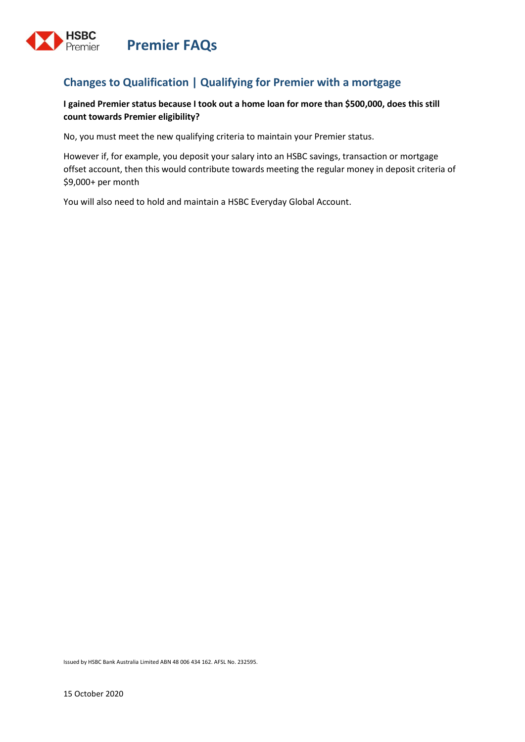# Premier FAQs

## Changes to Qualification | Qualifying for Premier with a mortgage

**I gained Premier status because I took out a home loan for more than $500,000, does this still count towards Premier eligibility?**

No, you must meet the new qualifying criteria to maintain your Premier status.

However if, for example, you deposit your salary into an HSBC savings, transaction or mortgage offset account, then this would contribute towards meeting the regular money in deposit criteria of $9,000+ per month

You will also need to hold and maintain a HSBC Everyday Global Account.

Issued by HSBC Bank Australia Limited ABN 48 006 434 162. AFSL No. 232595.

15 October 2020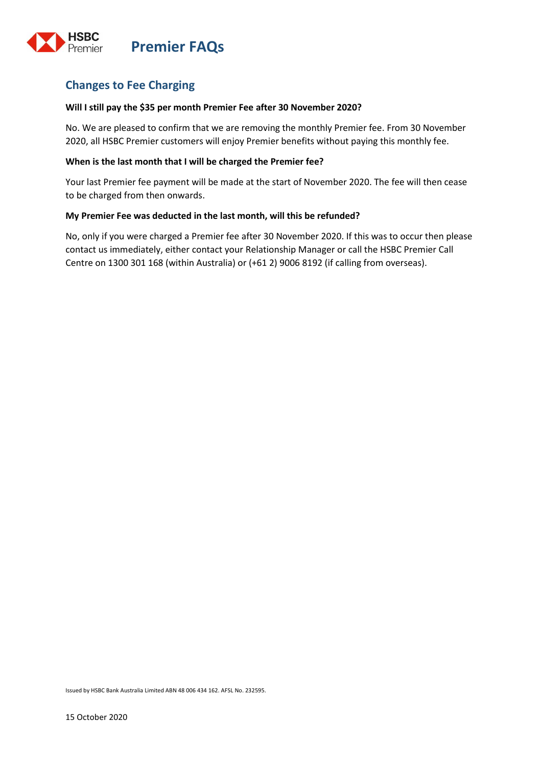# Premier FAQs

## Changes to Fee Charging

**Will I still pay the $35 per month Premier Fee after 30 November 2020?**

No. We are pleased to confirm that we are removing the monthly Premier fee. From 30 November 2020, all HSBC Premier customers will enjoy Premier benefits without paying this monthly fee.

**When is the last month that I will be charged the Premier fee?**

Your last Premier fee payment will be made at the start of November 2020. The fee will then cease to be charged from then onwards.

**My Premier Fee was deducted in the last month, will this be refunded?**

No, only if you were charged a Premier fee after 30 November 2020. If this was to occur then please contact us immediately, either contact your Relationship Manager or call the HSBC Premier Call Centre on 1300 301 168 (within Australia) or (+61 2) 9006 8192 (if calling from overseas).

Issued by HSBC Bank Australia Limited ABN 48 006 434 162. AFSL No. 232595.

15 October 2020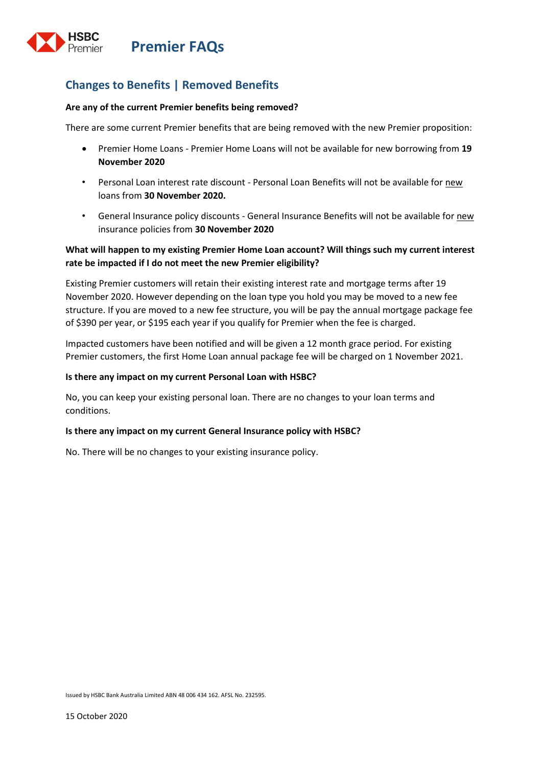# Premier FAQs

## Changes to Benefits | Removed Benefits

**Are any of the current Premier benefits being removed?**

There are some current Premier benefits that are being removed with the new Premier proposition:

- Premier Home Loans - Premier Home Loans will not be available for new borrowing from **19 November 2020**
- Personal Loan interest rate discount - Personal Loan Benefits will not be available for new loans from **30 November 2020.**
- General Insurance policy discounts - General Insurance Benefits will not be available for new insurance policies from **30 November 2020**

**What will happen to my existing Premier Home Loan account? Will things such my current interest rate be impacted if I do not meet the new Premier eligibility?**

Existing Premier customers will retain their existing interest rate and mortgage terms after 19 November 2020. However depending on the loan type you hold you may be moved to a new fee structure. If you are moved to a new fee structure, you will be pay the annual mortgage package fee of $390 per year, or $195 each year if you qualify for Premier when the fee is charged.

Impacted customers have been notified and will be given a 12 month grace period. For existing Premier customers, the first Home Loan annual package fee will be charged on 1 November 2021.

**Is there any impact on my current Personal Loan with HSBC?**

No, you can keep your existing personal loan. There are no changes to your loan terms and conditions.

**Is there any impact on my current General Insurance policy with HSBC?**

No. There will be no changes to your existing insurance policy.

Issued by HSBC Bank Australia Limited ABN 48 006 434 162. AFSL No. 232595.

15 October 2020